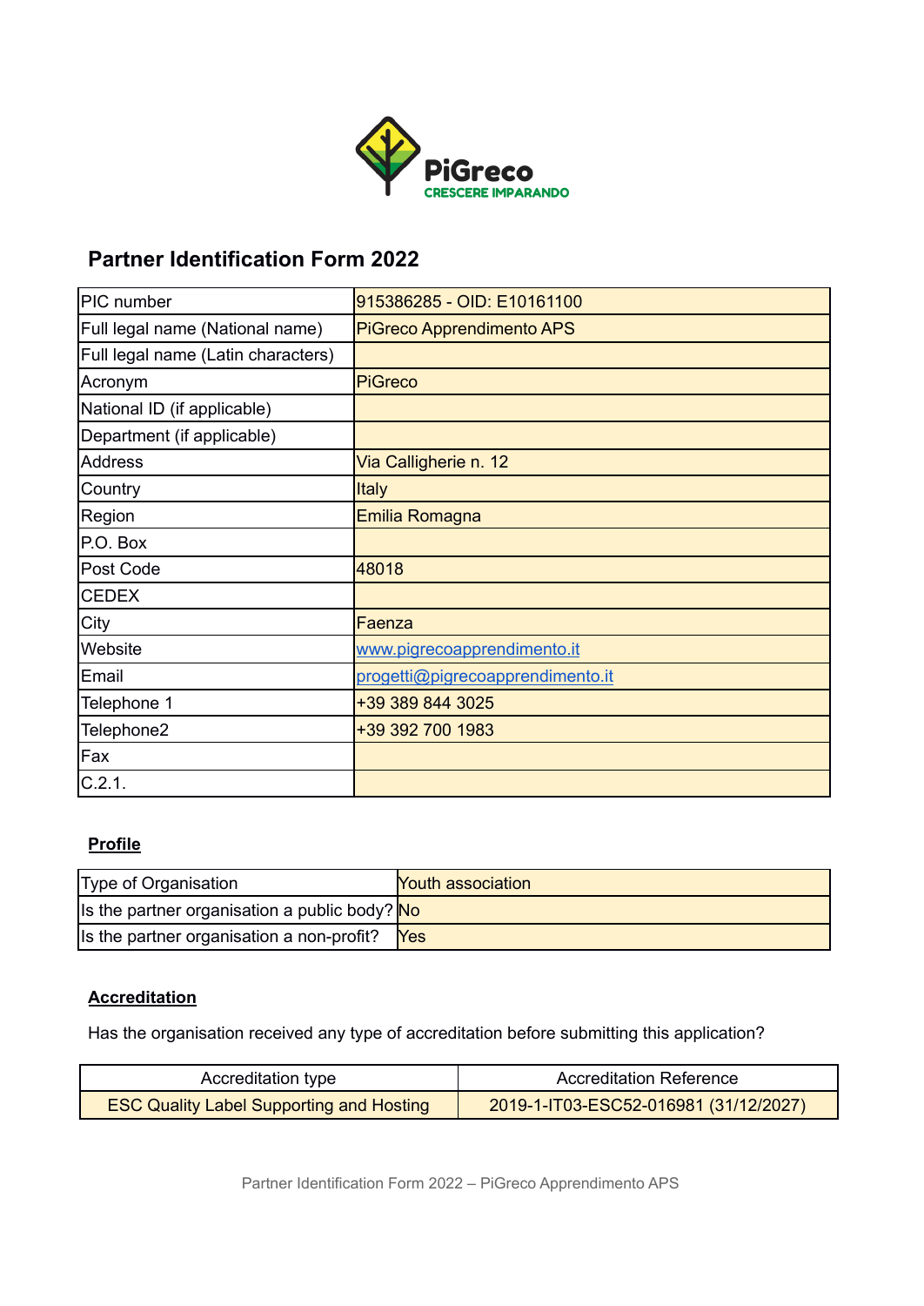PiGreco
CRESCERE IMPARANDO

# Partner Identification Form 2022

| | |
|---|---|
| PIC number | 915386285 - OID: E10161100 |
| Full legal name (National name) | PiGreco Apprendimento APS |
| Full legal name (Latin characters) | |
| Acronym | PiGreco |
| National ID (if applicable) | |
| Department (if applicable) | |
| Address | Via Calligherie n. 12 |
| Country | Italy |
| Region | Emilia Romagna |
| P.O. Box | |
| Post Code | 48018 |
| CEDEX | |
| City | Faenza |
| Website | www.pigrecoapprendimento.it |
| Email | progetti@pigrecoapprendimento.it |
| Telephone 1 | +39 389 844 3025 |
| Telephone2 | +39 392 700 1983 |
| Fax | |
| C.2.1. | |

## Profile

| | |
|---|---|
| Type of Organisation | Youth association |
| Is the partner organisation a public body? | No |
| Is the partner organisation a non-profit? | Yes |

## Accreditation

Has the organisation received any type of accreditation before submitting this application?

| Accreditation type | Accreditation Reference |
|---|---|
| ESC Quality Label Supporting and Hosting | 2019-1-IT03-ESC52-016981 (31/12/2027) |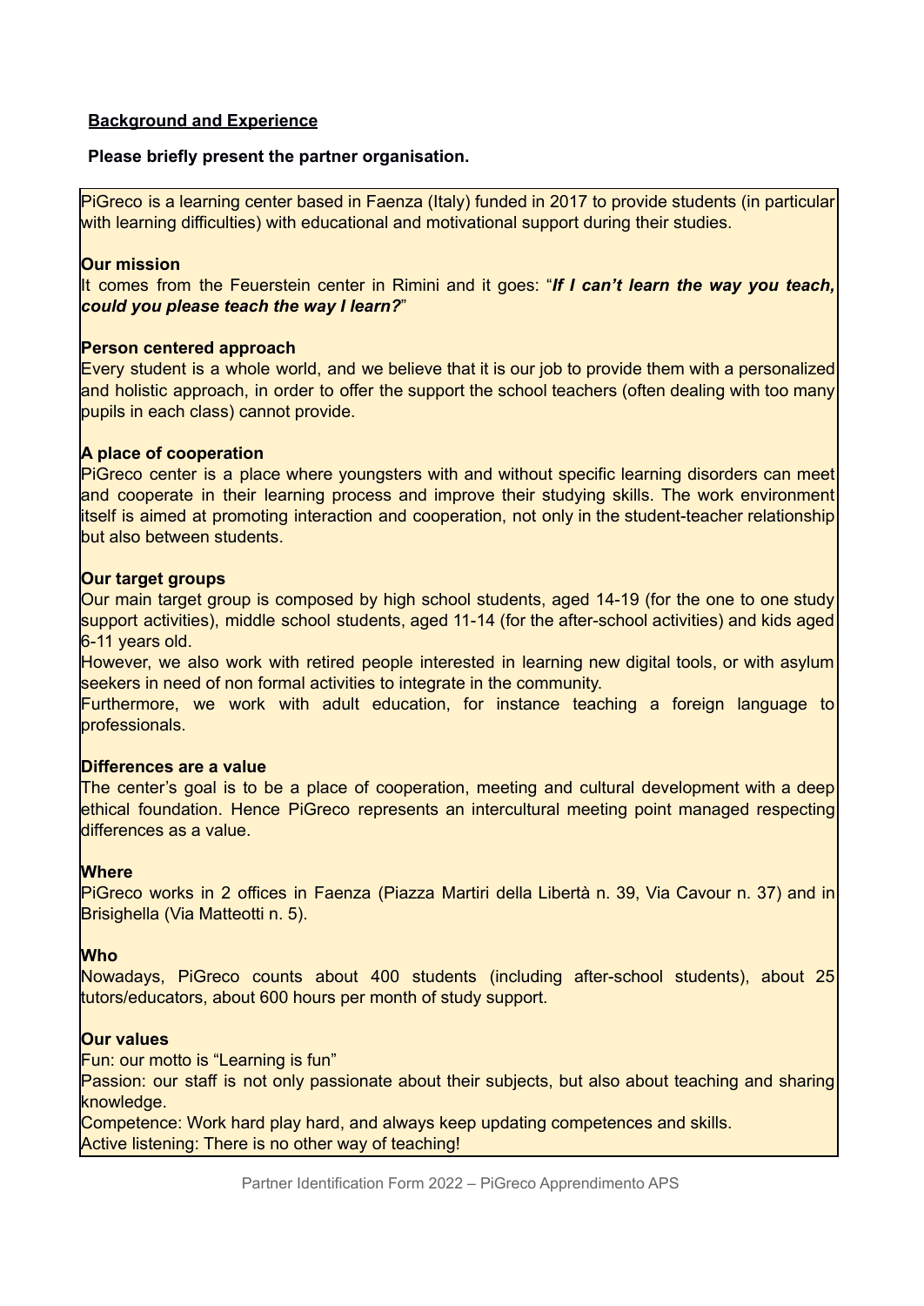**Background and Experience**

**Please briefly present the partner organisation.**

PiGreco is a learning center based in Faenza (Italy) funded in 2017 to provide students (in particular with learning difficulties) with educational and motivational support during their studies.

**Our mission**

It comes from the Feuerstein center in Rimini and it goes: "***If I can't learn the way you teach, could you please teach the way I learn?***"

**Person centered approach**

Every student is a whole world, and we believe that it is our job to provide them with a personalized and holistic approach, in order to offer the support the school teachers (often dealing with too many pupils in each class) cannot provide.

**A place of cooperation**

PiGreco center is a place where youngsters with and without specific learning disorders can meet and cooperate in their learning process and improve their studying skills. The work environment itself is aimed at promoting interaction and cooperation, not only in the student-teacher relationship but also between students.

**Our target groups**

Our main target group is composed by high school students, aged 14-19 (for the one to one study support activities), middle school students, aged 11-14 (for the after-school activities) and kids aged 6-11 years old.

However, we also work with retired people interested in learning new digital tools, or with asylum seekers in need of non formal activities to integrate in the community.

Furthermore, we work with adult education, for instance teaching a foreign language to professionals.

**Differences are a value**

The center's goal is to be a place of cooperation, meeting and cultural development with a deep ethical foundation. Hence PiGreco represents an intercultural meeting point managed respecting differences as a value.

**Where**

PiGreco works in 2 offices in Faenza (Piazza Martiri della Libertà n. 39, Via Cavour n. 37) and in Brisighella (Via Matteotti n. 5).

**Who**

Nowadays, PiGreco counts about 400 students (including after-school students), about 25 tutors/educators, about 600 hours per month of study support.

**Our values**

Fun: our motto is "Learning is fun"

Passion: our staff is not only passionate about their subjects, but also about teaching and sharing knowledge.

Competence: Work hard play hard, and always keep updating competences and skills.

Active listening: There is no other way of teaching!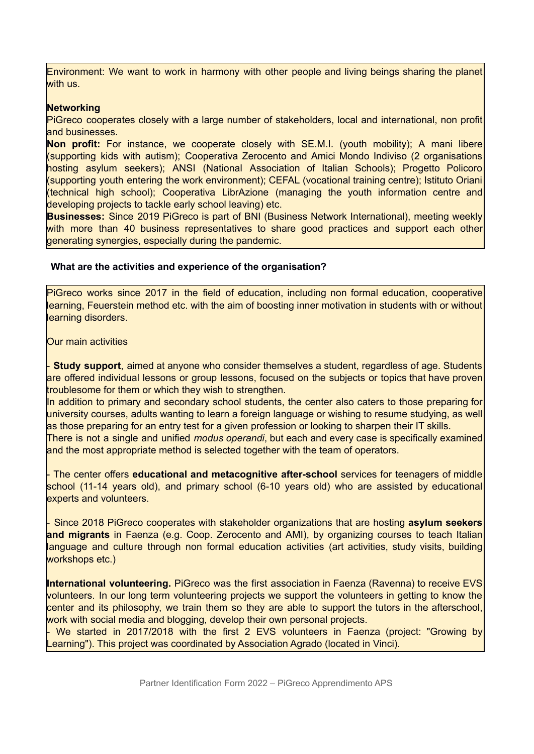Environment: We want to work in harmony with other people and living beings sharing the planet with us.

**Networking**

PiGreco cooperates closely with a large number of stakeholders, local and international, non profit and businesses.

**Non profit:** For instance, we cooperate closely with SE.M.I. (youth mobility); A mani libere (supporting kids with autism); Cooperativa Zerocento and Amici Mondo Indiviso (2 organisations hosting asylum seekers); ANSI (National Association of Italian Schools); Progetto Policoro (supporting youth entering the work environment); CEFAL (vocational training centre); Istituto Oriani (technical high school); Cooperativa LibrAzione (managing the youth information centre and developing projects to tackle early school leaving) etc.

**Businesses:** Since 2019 PiGreco is part of BNI (Business Network International), meeting weekly with more than 40 business representatives to share good practices and support each other generating synergies, especially during the pandemic.

**What are the activities and experience of the organisation?**

PiGreco works since 2017 in the field of education, including non formal education, cooperative learning, Feuerstein method etc. with the aim of boosting inner motivation in students with or without learning disorders.

Our main activities

- **Study support**, aimed at anyone who consider themselves a student, regardless of age. Students are offered individual lessons or group lessons, focused on the subjects or topics that have proven troublesome for them or which they wish to strengthen.
In addition to primary and secondary school students, the center also caters to those preparing for university courses, adults wanting to learn a foreign language or wishing to resume studying, as well as those preparing for an entry test for a given profession or looking to sharpen their IT skills.
There is not a single and unified *modus operandi*, but each and every case is specifically examined and the most appropriate method is selected together with the team of operators.

- The center offers **educational and metacognitive after-school** services for teenagers of middle school (11-14 years old), and primary school (6-10 years old) who are assisted by educational experts and volunteers.

- Since 2018 PiGreco cooperates with stakeholder organizations that are hosting **asylum seekers and migrants** in Faenza (e.g. Coop. Zerocento and AMI), by organizing courses to teach Italian language and culture through non formal education activities (art activities, study visits, building workshops etc.)

**International volunteering.** PiGreco was the first association in Faenza (Ravenna) to receive EVS volunteers. In our long term volunteering projects we support the volunteers in getting to know the center and its philosophy, we train them so they are able to support the tutors in the afterschool, work with social media and blogging, develop their own personal projects.

- We started in 2017/2018 with the first 2 EVS volunteers in Faenza (project: "Growing by Learning"). This project was coordinated by Association Agrado (located in Vinci).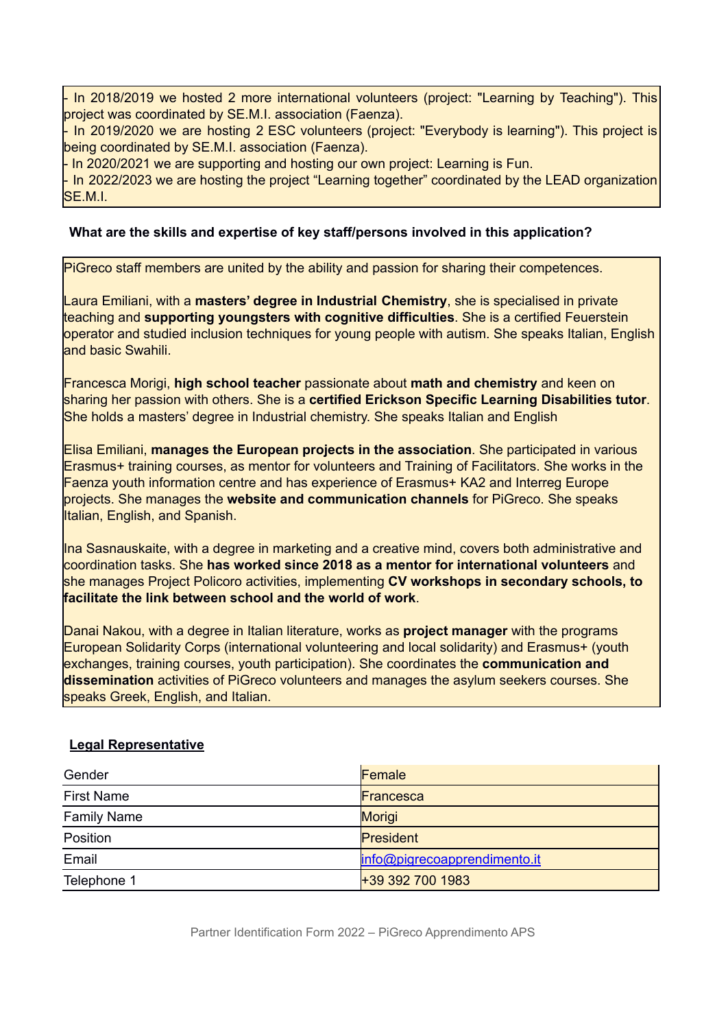- In 2018/2019 we hosted 2 more international volunteers (project: "Learning by Teaching"). This project was coordinated by SE.M.I. association (Faenza).
- In 2019/2020 we are hosting 2 ESC volunteers (project: "Everybody is learning"). This project is being coordinated by SE.M.I. association (Faenza).
- In 2020/2021 we are supporting and hosting our own project: Learning is Fun.
- In 2022/2023 we are hosting the project “Learning together” coordinated by the LEAD organization SE.M.I.

**What are the skills and expertise of key staff/persons involved in this application?**

PiGreco staff members are united by the ability and passion for sharing their competences.

Laura Emiliani, with a **masters’ degree in Industrial Chemistry**, she is specialised in private teaching and **supporting youngsters with cognitive difficulties**. She is a certified Feuerstein operator and studied inclusion techniques for young people with autism. She speaks Italian, English and basic Swahili.

Francesca Morigi, **high school teacher** passionate about **math and chemistry** and keen on sharing her passion with others. She is a **certified Erickson Specific Learning Disabilities tutor**. She holds a masters’ degree in Industrial chemistry. She speaks Italian and English

Elisa Emiliani, **manages the European projects in the association**. She participated in various Erasmus+ training courses, as mentor for volunteers and Training of Facilitators. She works in the Faenza youth information centre and has experience of Erasmus+ KA2 and Interreg Europe projects. She manages the **website and communication channels** for PiGreco. She speaks Italian, English, and Spanish.

Ina Sasnauskaite, with a degree in marketing and a creative mind, covers both administrative and coordination tasks. She **has worked since 2018 as a mentor for international volunteers** and she manages Project Policoro activities, implementing **CV workshops in secondary schools, to facilitate the link between school and the world of work**.

Danai Nakou, with a degree in Italian literature, works as **project manager** with the programs European Solidarity Corps (international volunteering and local solidarity) and Erasmus+ (youth exchanges, training courses, youth participation). She coordinates the **communication and dissemination** activities of PiGreco volunteers and manages the asylum seekers courses. She speaks Greek, English, and Italian.

**Legal Representative**

| | |
|---|---|
| Gender | Female |
| First Name | Francesca |
| Family Name | Morigi |
| Position | President |
| Email | info@pigrecoapprendimento.it |
| Telephone 1 | +39 392 700 1983 |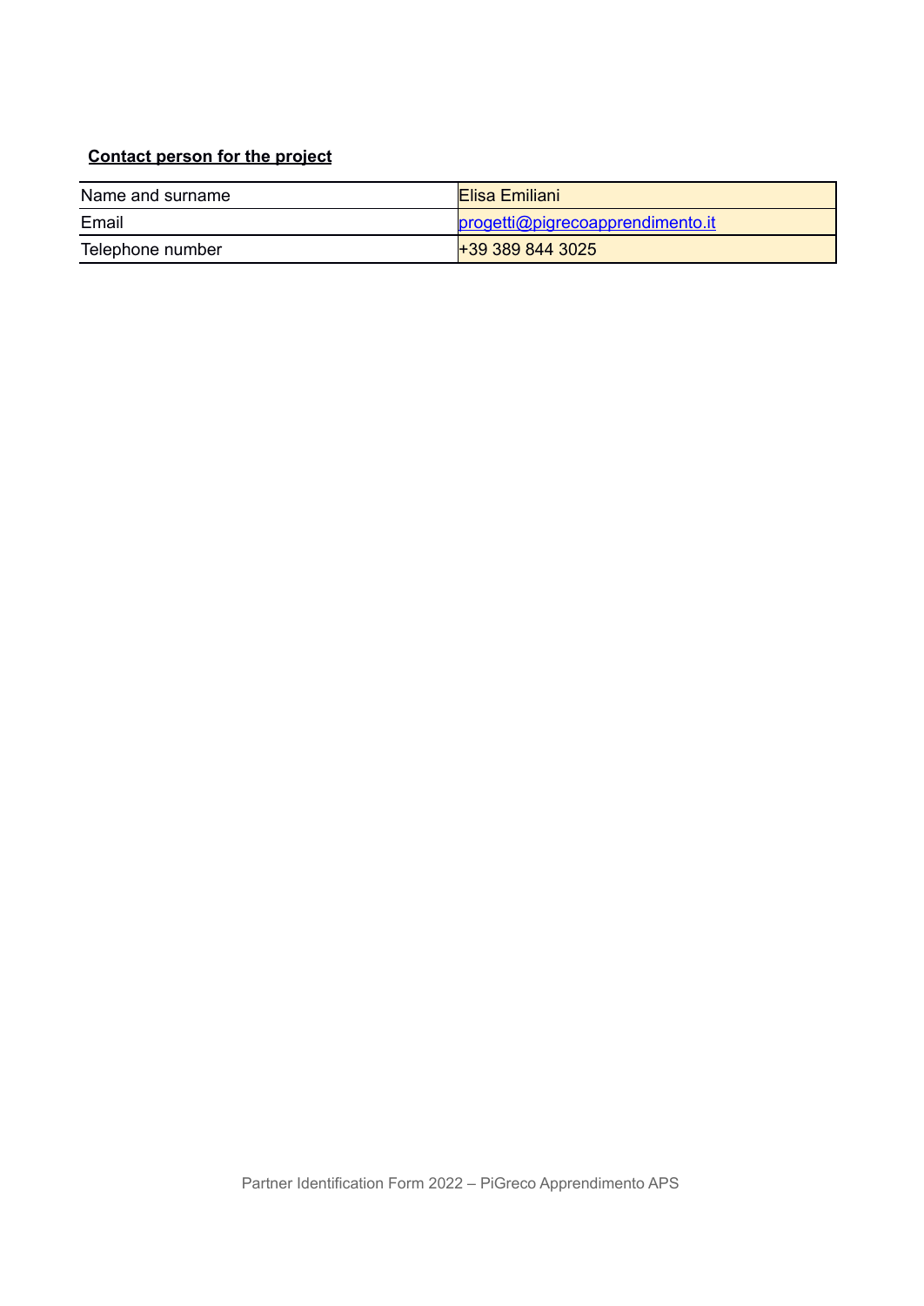**Contact person for the project**

| | |
|---|---|
| Name and surname | Elisa Emiliani |
| Email | progetti@pigrecoapprendimento.it |
| Telephone number | +39 389 844 3025 |